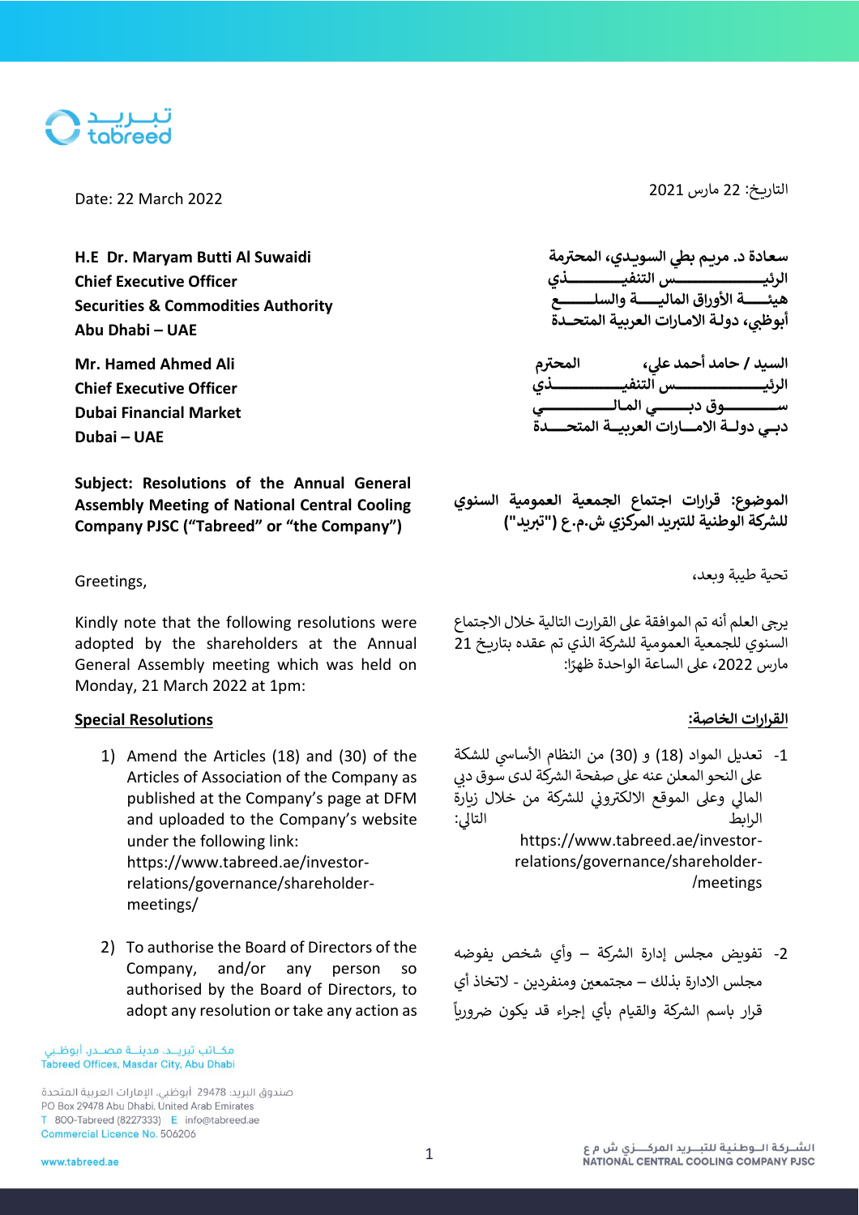Date: 22 March 2022

التاريخ: 22 مارس 2021

**H.E Dr. Maryam Butti Al Suwaidi**
**Chief Executive Officer**
**Securities & Commodities Authority**
**Abu Dhabi – UAE**

**سعادة د. مريم بطي السويدي، المحترمة**
**الرئيس التنفيذي**
**هيئة الأوراق المالية والسلع**
**أبوظبي، دولة الامارات العربية المتحدة**

**Mr. Hamed Ahmed Ali**
**Chief Executive Officer**
**Dubai Financial Market**
**Dubai – UAE**

**السيد / حامد أحمد علي، المحترم**
**الرئيس التنفيذي**
**سوق دبي المالي**
**دبي دولة الامارات العربية المتحدة**

**Subject: Resolutions of the Annual General Assembly Meeting of National Central Cooling Company PJSC ("Tabreed" or "the Company")**

**الموضوع: قرارات اجتماع الجمعية العمومية السنوي للشركة الوطنية للتبريد المركزي ش.م.ع ("تبريد")**

Greetings,

تحية طيبة وبعد،

Kindly note that the following resolutions were adopted by the shareholders at the Annual General Assembly meeting which was held on Monday, 21 March 2022 at 1pm:

يرجى العلم أنه تم الموافقة على القرارت التالية خلال الاجتماع السنوي للجمعية العمومية للشركة الذي تم عقده بتاريخ 21 مارس 2022، على الساعة الواحدة ظهرًا:

**Special Resolutions**

**القرارات الخاصة:**

1) Amend the Articles (18) and (30) of the Articles of Association of the Company as published at the Company's page at DFM and uploaded to the Company's website under the following link: https://www.tabreed.ae/investor-relations/governance/shareholder-meetings/

1- تعديل المواد (18) و (30) من النظام الأساسي للشكة على النحو المعلن عنه على صفحة الشركة لدى سوق دبي المالي وعلى الموقع الالكتروني للشركة من خلال زيارة الرابط التالي: https://www.tabreed.ae/investor-relations/governance/shareholder-meetings/

2) To authorise the Board of Directors of the Company, and/or any person so authorised by the Board of Directors, to adopt any resolution or take any action as

2- تفويض مجلس إدارة الشركة – وأي شخص يفوضه مجلس الادارة بذلك – مجتمعين ومنفردين - لاتخاذ أي قرار باسم الشركة والقيام بأي إجراء قد يكون ضرورياً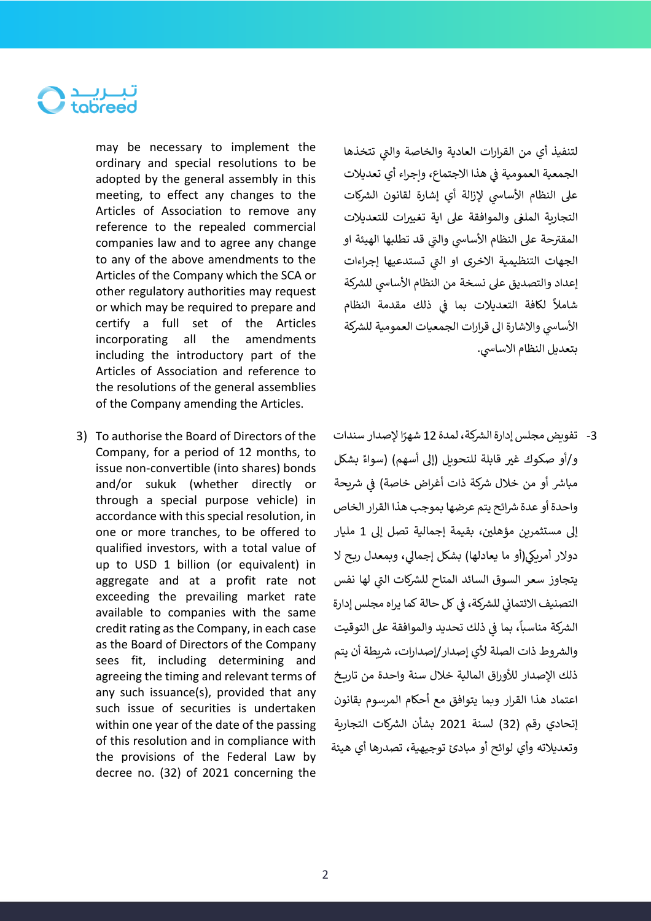may be necessary to implement the ordinary and special resolutions to be adopted by the general assembly in this meeting, to effect any changes to the Articles of Association to remove any reference to the repealed commercial companies law and to agree any change to any of the above amendments to the Articles of the Company which the SCA or other regulatory authorities may request or which may be required to prepare and certify a full set of the Articles incorporating all the amendments including the introductory part of the Articles of Association and reference to the resolutions of the general assemblies of the Company amending the Articles.

لتنفيذ أي من القرارات العادية والخاصة والتي تتخذها الجمعية العمومية في هذا الاجتماع، وإجراء أي تعديلات على النظام الأساسي لإزالة أي إشارة لقانون الشركات التجارية الملغى والموافقة على اية تغييرات للتعديلات المقترحة على النظام الأساسي والتي قد تطلبها الهيئة او الجهات التنظيمية الاخرى او التي تستدعيها إجراءات إعداد والتصديق على نسخة من النظام الأساسي للشركة شاملاً لكافة التعديلات بما في ذلك مقدمة النظام الأساسي والاشارة الى قرارات الجمعيات العمومية للشركة بتعديل النظام الاساسي.

3) To authorise the Board of Directors of the Company, for a period of 12 months, to issue non-convertible (into shares) bonds and/or sukuk (whether directly or through a special purpose vehicle) in accordance with this special resolution, in one or more tranches, to be offered to qualified investors, with a total value of up to USD 1 billion (or equivalent) in aggregate and at a profit rate not exceeding the prevailing market rate available to companies with the same credit rating as the Company, in each case as the Board of Directors of the Company sees fit, including determining and agreeing the timing and relevant terms of any such issuance(s), provided that any such issue of securities is undertaken within one year of the date of the passing of this resolution and in compliance with the provisions of the Federal Law by decree no. (32) of 2021 concerning the

3- تفويض مجلس إدارة الشركة، لمدة 12 شهرًا لإصدار سندات و/أو صكوك غير قابلة للتحويل (إلى أسهم) (سواءً بشكل مباشر أو من خلال شركة ذات أغراض خاصة) في شريحة واحدة أو عدة شرائح يتم عرضها بموجب هذا القرار الخاص إلى مستثمرين مؤهلين، بقيمة إجمالية تصل إلى 1 مليار دولار أمريكي(أو ما يعادلها) بشكل إجمالي، وبمعدل ربح لا يتجاوز سعر السوق السائد المتاح للشركات التي لها نفس التصنيف الائتماني للشركة، في كل حالة كما يراه مجلس إدارة الشركة مناسباً، بما في ذلك تحديد والموافقة على التوقيت والشروط ذات الصلة لأي إصدار/إصدارات، شريطة أن يتم ذلك الإصدار للأوراق المالية خلال سنة واحدة من تاريخ اعتماد هذا القرار وبما يتوافق مع أحكام المرسوم بقانون إتحادي رقم (32) لسنة 2021 بشأن الشركات التجارية وتعديلاته وأي لوائح أو مبادئ توجيهية، تصدرها أي هيئة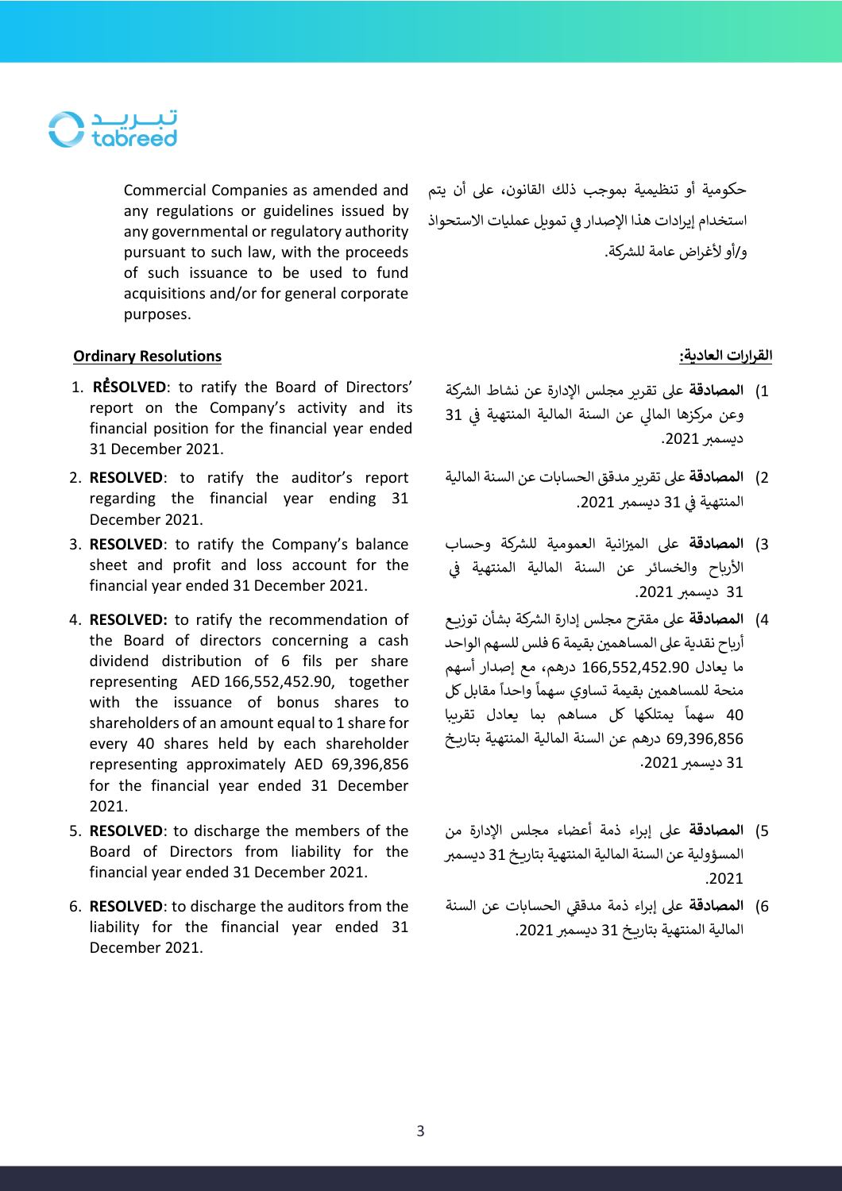Commercial Companies as amended and any regulations or guidelines issued by any governmental or regulatory authority pursuant to such law, with the proceeds of such issuance to be used to fund acquisitions and/or for general corporate purposes.

حكومية أو تنظيمية بموجب ذلك القانون، على أن يتم استخدام إيرادات هذا الإصدار في تمويل عمليات الاستحواذ و/أو لأغراض عامة للشركة.

**Ordinary Resolutions**

1. **RESOLVED**: to ratify the Board of Directors' report on the Company's activity and its financial position for the financial year ended 31 December 2021.
2. **RESOLVED**: to ratify the auditor's report regarding the financial year ending 31 December 2021.
3. **RESOLVED**: to ratify the Company's balance sheet and profit and loss account for the financial year ended 31 December 2021.
4. **RESOLVED:** to ratify the recommendation of the Board of directors concerning a cash dividend distribution of 6 fils per share representing AED 166,552,452.90, together with the issuance of bonus shares to shareholders of an amount equal to 1 share for every 40 shares held by each shareholder representing approximately AED 69,396,856 for the financial year ended 31 December 2021.
5. **RESOLVED**: to discharge the members of the Board of Directors from liability for the financial year ended 31 December 2021.
6. **RESOLVED**: to discharge the auditors from the liability for the financial year ended 31 December 2021.

**القرارات العادية:**

1) **المصادقة** على تقرير مجلس الإدارة عن نشاط الشركة وعن مركزها المالي عن السنة المالية المنتهية في 31 ديسمبر 2021.
2) **المصادقة** على تقرير مدقق الحسابات عن السنة المالية المنتهية في 31 ديسمبر 2021.
3) **المصادقة** على الميزانية العمومية للشركة وحساب الأرباح والخسائر عن السنة المالية المنتهية في 31 ديسمبر 2021.
4) **المصادقة** على مقترح مجلس إدارة الشركة بشأن توزيع أرباح نقدية على المساهمين بقيمة 6 فلس للسهم الواحد ما يعادل 166,552,452.90 درهم، مع إصدار أسهم منحة للمساهمين بقيمة تساوي سهماً واحداً مقابل كل 40 سهماً يمتلكها كل مساهم بما يعادل تقريبا 69,396,856 درهم عن السنة المالية المنتهية بتاريخ 31 ديسمبر 2021.
5) **المصادقة** على إبراء ذمة أعضاء مجلس الإدارة من المسؤولية عن السنة المالية المنتهية بتاريخ 31 ديسمبر 2021.
6) **المصادقة** على إبراء ذمة مدققي الحسابات عن السنة المالية المنتهية بتاريخ 31 ديسمبر 2021.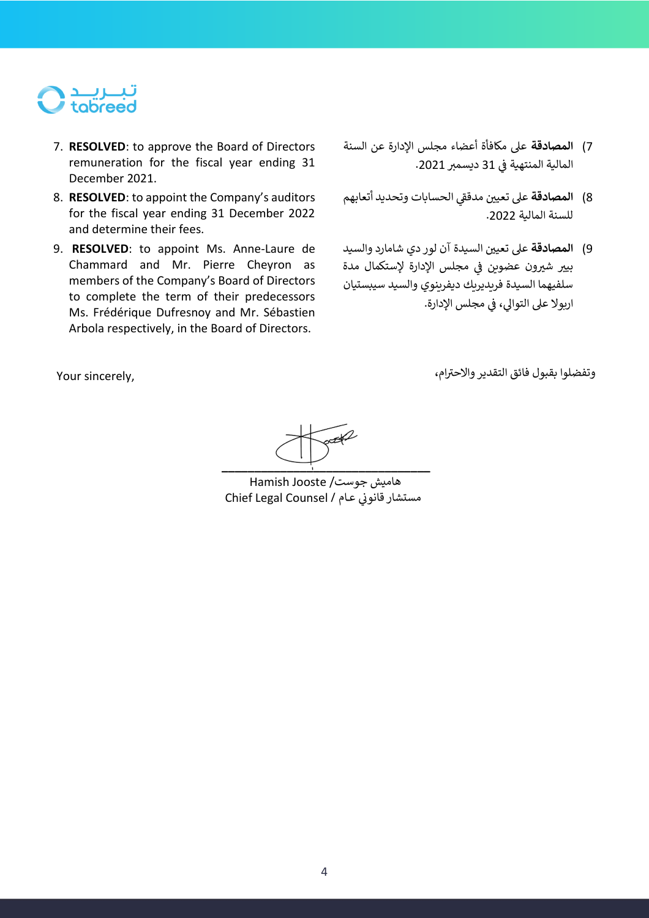7. **RESOLVED**: to approve the Board of Directors remuneration for the fiscal year ending 31 December 2021.
8. **RESOLVED**: to appoint the Company's auditors for the fiscal year ending 31 December 2022 and determine their fees.
9. **RESOLVED**: to appoint Ms. Anne-Laure de Chammard and Mr. Pierre Cheyron as members of the Company's Board of Directors to complete the term of their predecessors Ms. Frédérique Dufresnoy and Mr. Sébastien Arbola respectively, in the Board of Directors.

7) **المصادقة** على مكافأة أعضاء مجلس الإدارة عن السنة المالية المنتهية في 31 ديسمبر 2021.

8) **المصادقة** على تعيين مدققي الحسابات وتحديد أتعابهم للسنة المالية 2022.

9) **المصادقة** على تعيين السيدة آن لور دي شامارد والسيد بيير شيرون عضوين في مجلس الإدارة لإستكمال مدة سلفيهما السيدة فريديريك ديفرينوي والسيد سيبستيان اربولا على التوالي، في مجلس الإدارة.

Your sincerely,

وتفضلوا بقبول فائق التقدير والاحترام،

Hamish Jooste /هاميش جوست
Chief Legal Counsel / مستشار قانوني عام